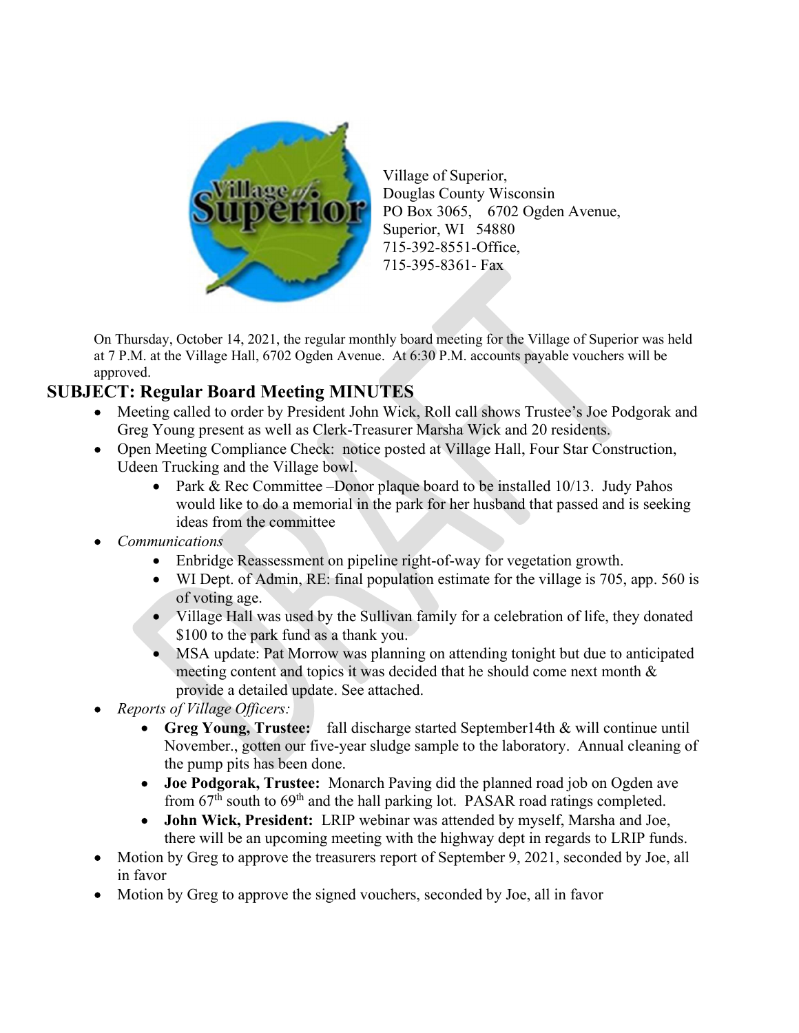Village of Superior,
Douglas County Wisconsin
PO Box 3065, 6702 Ogden Avenue,
Superior, WI 54880
715-392-8551-Office,
715-395-8361- Fax

On Thursday, October 14, 2021, the regular monthly board meeting for the Village of Superior was held at 7 P.M. at the Village Hall, 6702 Ogden Avenue. At 6:30 P.M. accounts payable vouchers will be approved.

## SUBJECT: Regular Board Meeting MINUTES

- Meeting called to order by President John Wick, Roll call shows Trustee's Joe Podgorak and Greg Young present as well as Clerk-Treasurer Marsha Wick and 20 residents.
- Open Meeting Compliance Check: notice posted at Village Hall, Four Star Construction, Udeen Trucking and the Village bowl.
    - Park & Rec Committee –Donor plaque board to be installed 10/13. Judy Pahos would like to do a memorial in the park for her husband that passed and is seeking ideas from the committee
- *Communications*
    - Enbridge Reassessment on pipeline right-of-way for vegetation growth.
    - WI Dept. of Admin, RE: final population estimate for the village is 705, app. 560 is of voting age.
    - Village Hall was used by the Sullivan family for a celebration of life, they donated $100 to the park fund as a thank you.
    - MSA update: Pat Morrow was planning on attending tonight but due to anticipated meeting content and topics it was decided that he should come next month & provide a detailed update. See attached.
- *Reports of Village Officers:*
    - **Greg Young, Trustee:** fall discharge started September14th & will continue until November., gotten our five-year sludge sample to the laboratory. Annual cleaning of the pump pits has been done.
    - **Joe Podgorak, Trustee:** Monarch Paving did the planned road job on Ogden ave from 67th south to 69th and the hall parking lot. PASAR road ratings completed.
    - **John Wick, President:** LRIP webinar was attended by myself, Marsha and Joe, there will be an upcoming meeting with the highway dept in regards to LRIP funds.
- Motion by Greg to approve the treasurers report of September 9, 2021, seconded by Joe, all in favor
- Motion by Greg to approve the signed vouchers, seconded by Joe, all in favor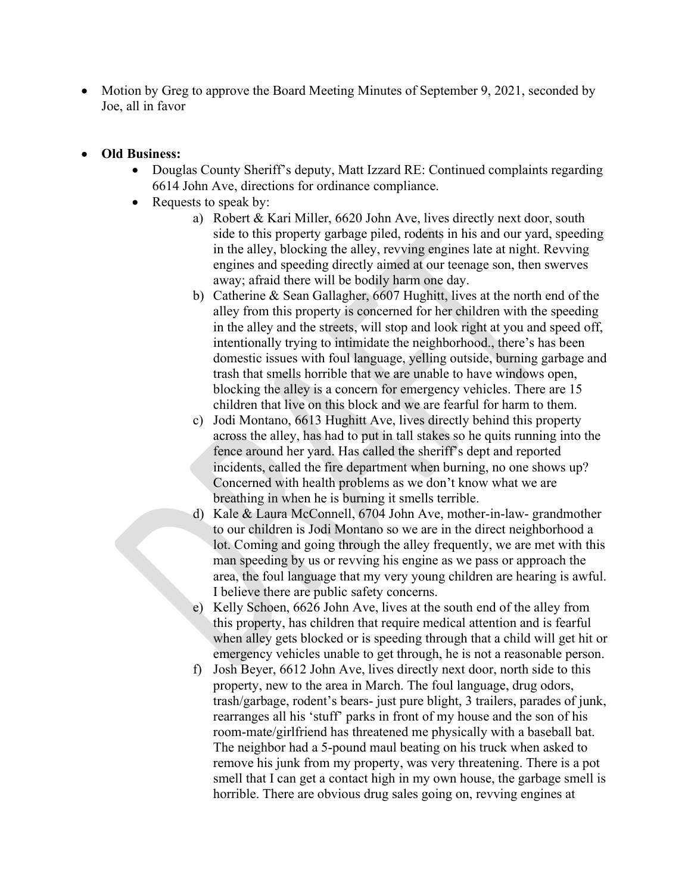- Motion by Greg to approve the Board Meeting Minutes of September 9, 2021, seconded by Joe, all in favor

- **Old Business:**
  - Douglas County Sheriff's deputy, Matt Izzard RE: Continued complaints regarding 6614 John Ave, directions for ordinance compliance.
  - Requests to speak by:
    a) Robert & Kari Miller, 6620 John Ave, lives directly next door, south side to this property garbage piled, rodents in his and our yard, speeding in the alley, blocking the alley, revving engines late at night. Revving engines and speeding directly aimed at our teenage son, then swerves away; afraid there will be bodily harm one day.
    b) Catherine & Sean Gallagher, 6607 Hughitt, lives at the north end of the alley from this property is concerned for her children with the speeding in the alley and the streets, will stop and look right at you and speed off, intentionally trying to intimidate the neighborhood., there's has been domestic issues with foul language, yelling outside, burning garbage and trash that smells horrible that we are unable to have windows open, blocking the alley is a concern for emergency vehicles. There are 15 children that live on this block and we are fearful for harm to them.
    c) Jodi Montano, 6613 Hughitt Ave, lives directly behind this property across the alley, has had to put in tall stakes so he quits running into the fence around her yard. Has called the sheriff's dept and reported incidents, called the fire department when burning, no one shows up? Concerned with health problems as we don't know what we are breathing in when he is burning it smells terrible.
    d) Kale & Laura McConnell, 6704 John Ave, mother-in-law- grandmother to our children is Jodi Montano so we are in the direct neighborhood a lot. Coming and going through the alley frequently, we are met with this man speeding by us or revving his engine as we pass or approach the area, the foul language that my very young children are hearing is awful. I believe there are public safety concerns.
    e) Kelly Schoen, 6626 John Ave, lives at the south end of the alley from this property, has children that require medical attention and is fearful when alley gets blocked or is speeding through that a child will get hit or emergency vehicles unable to get through, he is not a reasonable person.
    f) Josh Beyer, 6612 John Ave, lives directly next door, north side to this property, new to the area in March. The foul language, drug odors, trash/garbage, rodent's bears- just pure blight, 3 trailers, parades of junk, rearranges all his 'stuff' parks in front of my house and the son of his room-mate/girlfriend has threatened me physically with a baseball bat. The neighbor had a 5-pound maul beating on his truck when asked to remove his junk from my property, was very threatening. There is a pot smell that I can get a contact high in my own house, the garbage smell is horrible. There are obvious drug sales going on, revving engines at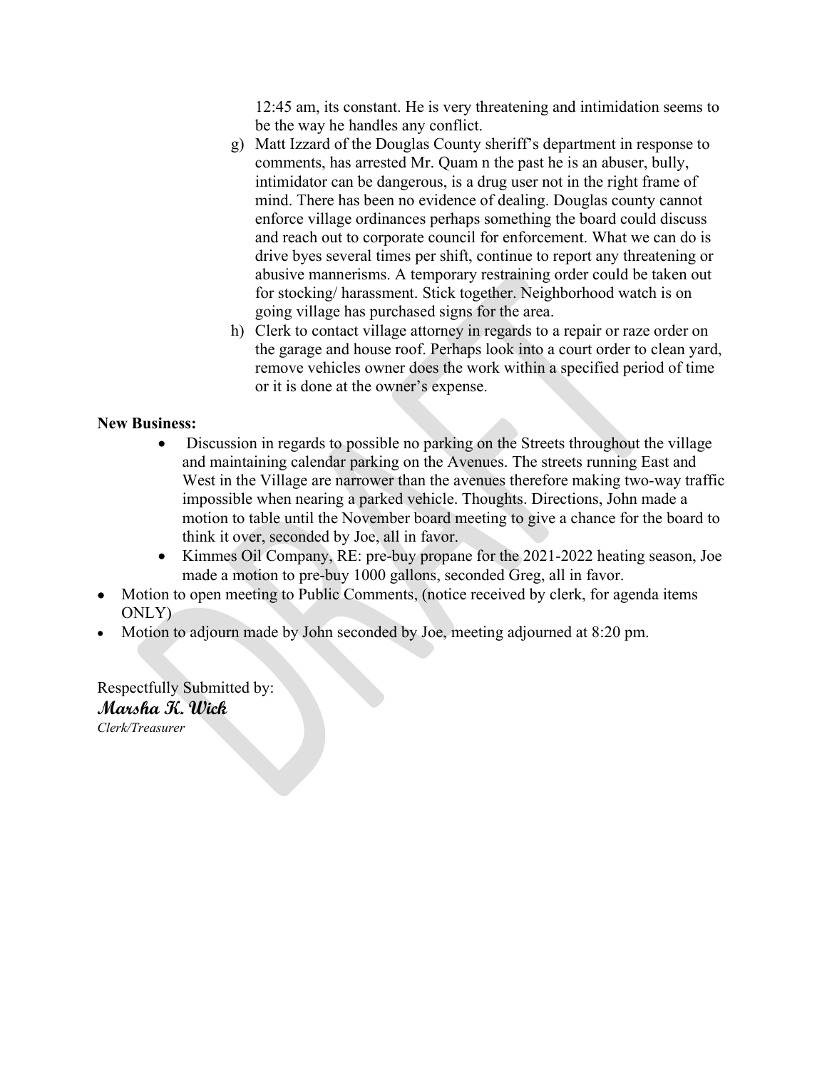12:45 am, its constant. He is very threatening and intimidation seems to be the way he handles any conflict.

g) Matt Izzard of the Douglas County sheriff's department in response to comments, has arrested Mr. Quam n the past he is an abuser, bully, intimidator can be dangerous, is a drug user not in the right frame of mind. There has been no evidence of dealing. Douglas county cannot enforce village ordinances perhaps something the board could discuss and reach out to corporate council for enforcement. What we can do is drive byes several times per shift, continue to report any threatening or abusive mannerisms. A temporary restraining order could be taken out for stocking/ harassment. Stick together. Neighborhood watch is on going village has purchased signs for the area.

h) Clerk to contact village attorney in regards to a repair or raze order on the garage and house roof. Perhaps look into a court order to clean yard, remove vehicles owner does the work within a specified period of time or it is done at the owner's expense.

**New Business:**

- Discussion in regards to possible no parking on the Streets throughout the village and maintaining calendar parking on the Avenues. The streets running East and West in the Village are narrower than the avenues therefore making two-way traffic impossible when nearing a parked vehicle. Thoughts. Directions, John made a motion to table until the November board meeting to give a chance for the board to think it over, seconded by Joe, all in favor.
- Kimmes Oil Company, RE: pre-buy propane for the 2021-2022 heating season, Joe made a motion to pre-buy 1000 gallons, seconded Greg, all in favor.

- Motion to open meeting to Public Comments, (notice received by clerk, for agenda items ONLY)
- Motion to adjourn made by John seconded by Joe, meeting adjourned at 8:20 pm.

Respectfully Submitted by:
**Marsha K. Wick**
*Clerk/Treasurer*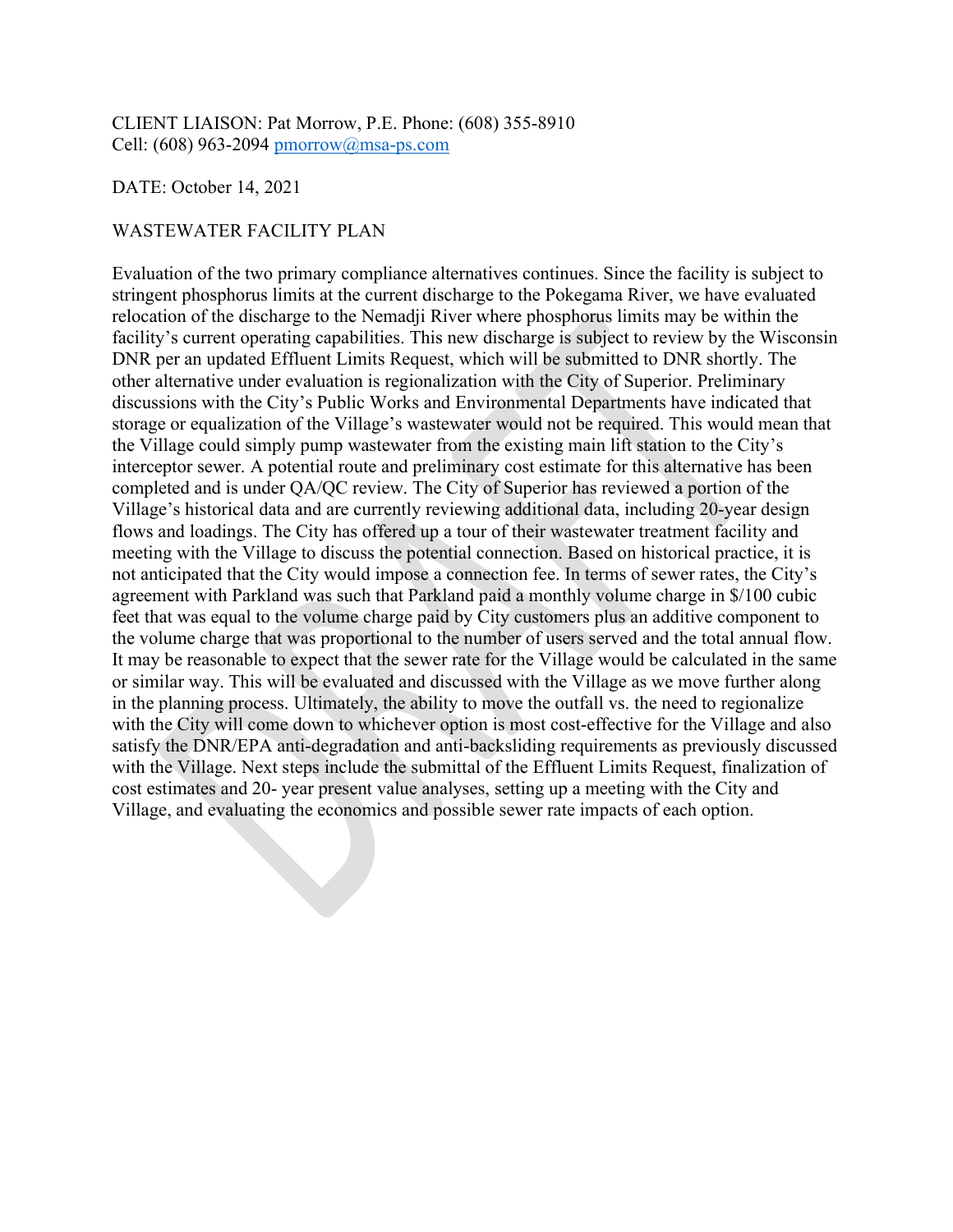CLIENT LIAISON: Pat Morrow, P.E. Phone: (608) 355-8910
Cell: (608) 963-2094 pmorrow@msa-ps.com

DATE: October 14, 2021

WASTEWATER FACILITY PLAN

Evaluation of the two primary compliance alternatives continues. Since the facility is subject to stringent phosphorus limits at the current discharge to the Pokegama River, we have evaluated relocation of the discharge to the Nemadji River where phosphorus limits may be within the facility's current operating capabilities. This new discharge is subject to review by the Wisconsin DNR per an updated Effluent Limits Request, which will be submitted to DNR shortly. The other alternative under evaluation is regionalization with the City of Superior. Preliminary discussions with the City's Public Works and Environmental Departments have indicated that storage or equalization of the Village's wastewater would not be required. This would mean that the Village could simply pump wastewater from the existing main lift station to the City's interceptor sewer. A potential route and preliminary cost estimate for this alternative has been completed and is under QA/QC review. The City of Superior has reviewed a portion of the Village's historical data and are currently reviewing additional data, including 20-year design flows and loadings. The City has offered up a tour of their wastewater treatment facility and meeting with the Village to discuss the potential connection. Based on historical practice, it is not anticipated that the City would impose a connection fee. In terms of sewer rates, the City's agreement with Parkland was such that Parkland paid a monthly volume charge in $/100 cubic feet that was equal to the volume charge paid by City customers plus an additive component to the volume charge that was proportional to the number of users served and the total annual flow. It may be reasonable to expect that the sewer rate for the Village would be calculated in the same or similar way. This will be evaluated and discussed with the Village as we move further along in the planning process. Ultimately, the ability to move the outfall vs. the need to regionalize with the City will come down to whichever option is most cost-effective for the Village and also satisfy the DNR/EPA anti-degradation and anti-backsliding requirements as previously discussed with the Village. Next steps include the submittal of the Effluent Limits Request, finalization of cost estimates and 20- year present value analyses, setting up a meeting with the City and Village, and evaluating the economics and possible sewer rate impacts of each option.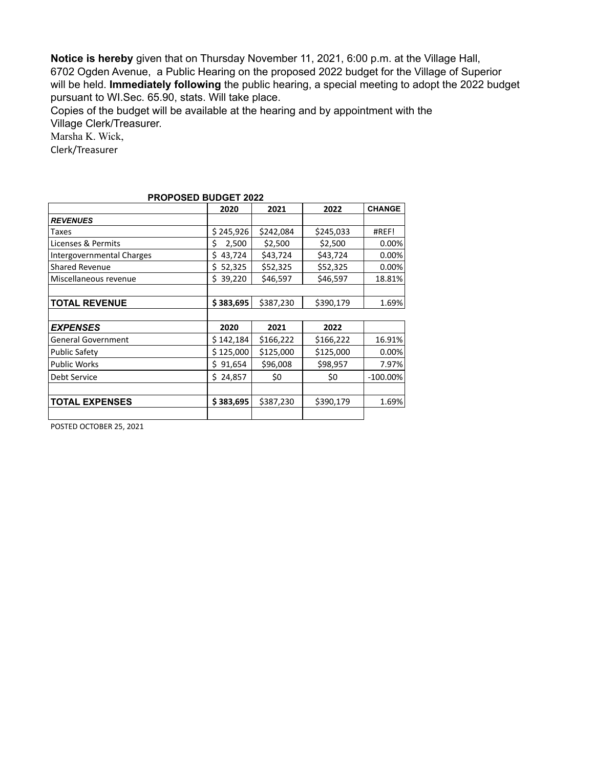**Notice is hereby** given that on Thursday November 11, 2021, 6:00 p.m. at the Village Hall, 6702 Ogden Avenue, a Public Hearing on the proposed 2022 budget for the Village of Superior will be held. **Immediately following** the public hearing, a special meeting to adopt the 2022 budget pursuant to WI.Sec. 65.90, stats. Will take place.

Copies of the budget will be available at the hearing and by appointment with the Village Clerk/Treasurer.

Marsha K. Wick,
Clerk/Treasurer

**PROPOSED BUDGET 2022**

| | 2020 | 2021 | 2022 | CHANGE |
|---|---|---|---|---|
| ***REVENUES*** | | | | |
| Taxes | $ 245,926 | $242,084 | $245,033 | #REF! |
| Licenses & Permits | $ 2,500 | $2,500 | $2,500 | 0.00% |
| Intergovernmental Charges | $ 43,724 | $43,724 | $43,724 | 0.00% |
| Shared Revenue | $ 52,325 | $52,325 | $52,325 | 0.00% |
| Miscellaneous revenue | $ 39,220 | $46,597 | $46,597 | 18.81% |
| | | | | |
| **TOTAL REVENUE** | **$ 383,695** | $387,230 | $390,179 | 1.69% |
| | | | | |
| ***EXPENSES*** | **2020** | **2021** | **2022** | |
| General Government | $ 142,184 | $166,222 | $166,222 | 16.91% |
| Public Safety | $ 125,000 | $125,000 | $125,000 | 0.00% |
| Public Works | $ 91,654 | $96,008 | $98,957 | 7.97% |
| Debt Service | $ 24,857 | $0 | $0 | -100.00% |
| | | | | |
| **TOTAL EXPENSES** | **$ 383,695** | $387,230 | $390,179 | 1.69% |
| | | | | |

POSTED OCTOBER 25, 2021